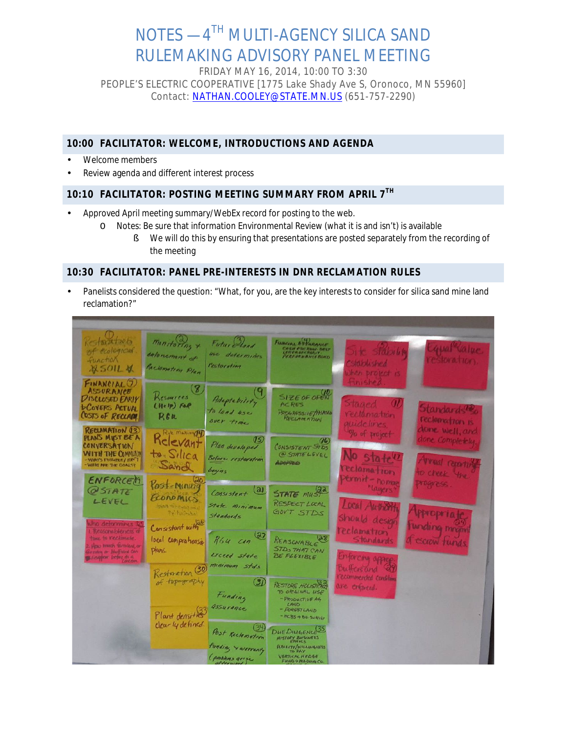# NOTES — 4TH MULTI-AGENCY SILICA SAND RULEMAKING ADVISORY PANEL MEETING

FRIDAY MAY 16, 2014, 10:00 TO 3:30
PEOPLE'S ELECTRIC COOPERATIVE [1775 Lake Shady Ave S, Oronoco, MN 55960]
Contact: NATHAN.COOLEY@STATE.MN.US (651-757-2290)

## 10:00 FACILITATOR: WELCOME, INTRODUCTIONS AND AGENDA

- Welcome members
- Review agenda and different interest process

## 10:10 FACILITATOR: POSTING MEETING SUMMARY FROM APRIL 7TH

- Approved April meeting summary/WebEx record for posting to the web.
  - Notes: Be sure that information Environmental Review (what it is and isn't) is available
    - We will do this by ensuring that presentations are posted separately from the recording of the meeting

## 10:30 FACILITATOR: PANEL PRE-INTERESTS IN DNR RECLAMATION RULES

- Panelists considered the question: "What, for you, are the key interests to consider for silica sand mine land reclamation?"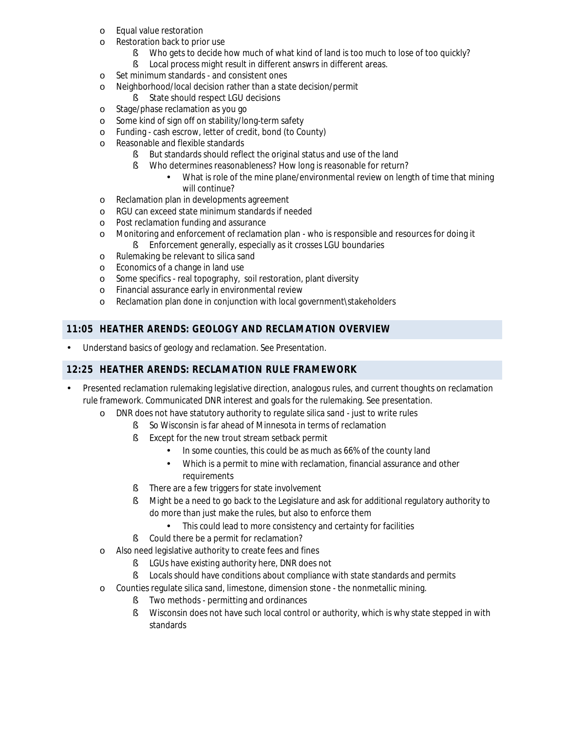- Equal value restoration
- Restoration back to prior use
    - Who gets to decide how much of what kind of land is too much to lose of too quickly?
    - Local process might result in different answrs in different areas.
- Set minimum standards - and consistent ones
- Neighborhood/local decision rather than a state decision/permit
    - State should respect LGU decisions
- Stage/phase reclamation as you go
- Some kind of sign off on stability/long-term safety
- Funding - cash escrow, letter of credit, bond (to County)
- Reasonable and flexible standards
    - But standards should reflect the original status and use of the land
    - Who determines reasonableness? How long is reasonable for return?
        - What is role of the mine plane/environmental review on length of time that mining will continue?
- Reclamation plan in developments agreement
- RGU can exceed state minimum standards if needed
- Post reclamation funding and assurance
- Monitoring and enforcement of reclamation plan - who is responsible and resources for doing it
    - Enforcement generally, especially as it crosses LGU boundaries
- Rulemaking be relevant to silica sand
- Economics of a change in land use
- Some specifics - real topography, soil restoration, plant diversity
- Financial assurance early in environmental review
- Reclamation plan done in conjunction with local government\stakeholders

## 11:05 HEATHER ARENDS: GEOLOGY AND RECLAMATION OVERVIEW

- Understand basics of geology and reclamation. See Presentation.

## 12:25 HEATHER ARENDS: RECLAMATION RULE FRAMEWORK

- Presented reclamation rulemaking legislative direction, analogous rules, and current thoughts on reclamation rule framework. Communicated DNR interest and goals for the rulemaking. See presentation.
    - DNR does not have statutory authority to regulate silica sand - just to write rules
        - So Wisconsin is far ahead of Minnesota in terms of reclamation
        - Except for the new trout stream setback permit
            - In some counties, this could be as much as 66% of the county land
            - Which is a permit to mine with reclamation, financial assurance and other requirements
        - There are a few triggers for state involvement
        - Might be a need to go back to the Legislature and ask for additional regulatory authority to do more than just make the rules, but also to enforce them
            - This could lead to more consistency and certainty for facilities
        - Could there be a permit for reclamation?
    - Also need legislative authority to create fees and fines
        - LGUs have existing authority here, DNR does not
        - Locals should have conditions about compliance with state standards and permits
    - Counties regulate silica sand, limestone, dimension stone - the nonmetallic mining.
        - Two methods - permitting and ordinances
        - Wisconsin does not have such local control or authority, which is why state stepped in with standards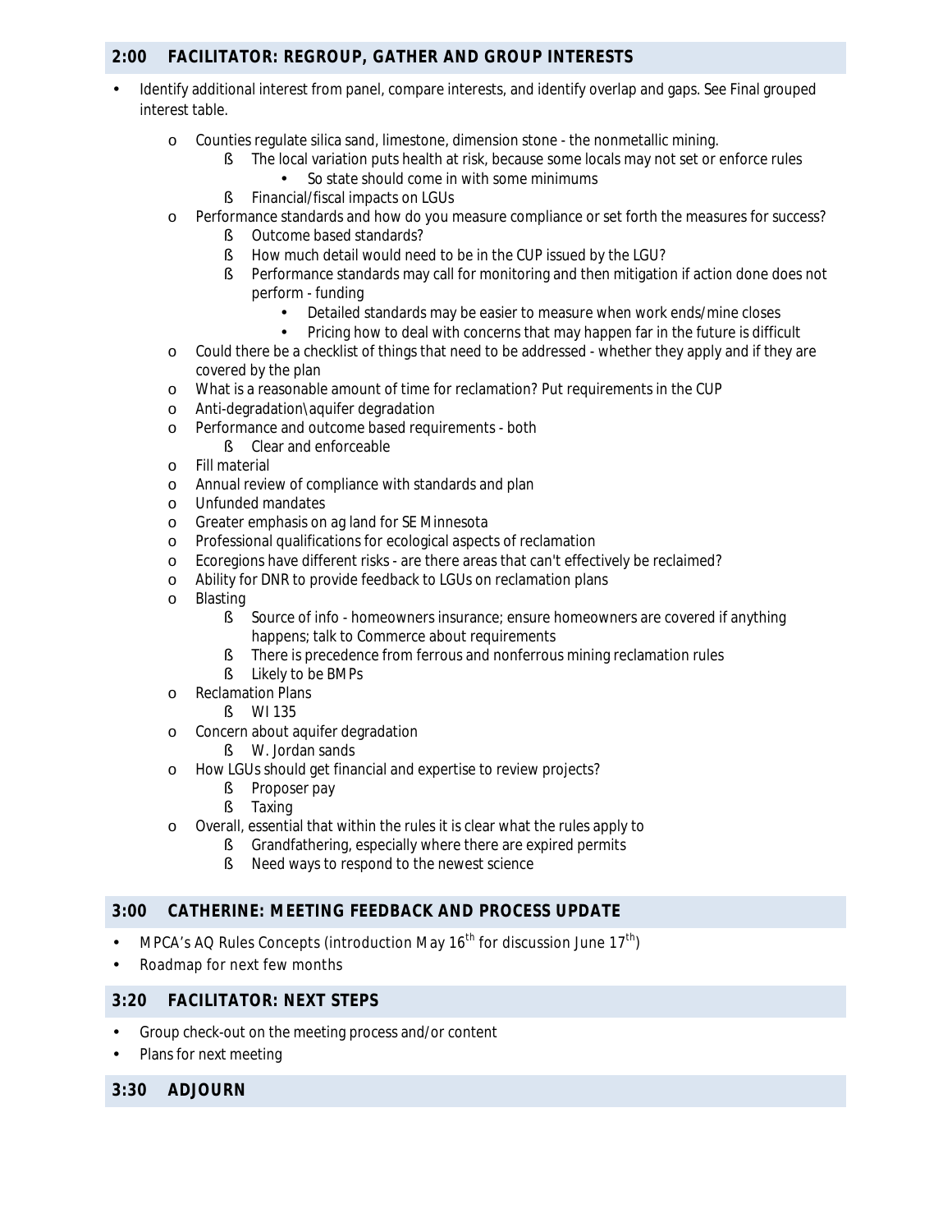## 2:00 FACILITATOR: REGROUP, GATHER AND GROUP INTERESTS

- Identify additional interest from panel, compare interests, and identify overlap and gaps. See Final grouped interest table.
  - Counties regulate silica sand, limestone, dimension stone - the nonmetallic mining.
    - The local variation puts health at risk, because some locals may not set or enforce rules
      - So state should come in with some minimums
    - Financial/fiscal impacts on LGUs
  - Performance standards and how do you measure compliance or set forth the measures for success?
    - Outcome based standards?
    - How much detail would need to be in the CUP issued by the LGU?
    - Performance standards may call for monitoring and then mitigation if action done does not perform - funding
      - Detailed standards may be easier to measure when work ends/mine closes
      - Pricing how to deal with concerns that may happen far in the future is difficult
  - Could there be a checklist of things that need to be addressed - whether they apply and if they are covered by the plan
  - What is a reasonable amount of time for reclamation? Put requirements in the CUP
  - Anti-degradation\aquifer degradation
  - Performance and outcome based requirements - both
    - Clear and enforceable
  - Fill material
  - Annual review of compliance with standards and plan
  - Unfunded mandates
  - Greater emphasis on ag land for SE Minnesota
  - Professional qualifications for ecological aspects of reclamation
  - Ecoregions have different risks - are there areas that can't effectively be reclaimed?
  - Ability for DNR to provide feedback to LGUs on reclamation plans
  - Blasting
    - Source of info - homeowners insurance; ensure homeowners are covered if anything happens; talk to Commerce about requirements
    - There is precedence from ferrous and nonferrous mining reclamation rules
    - Likely to be BMPs
  - Reclamation Plans
    - WI 135
  - Concern about aquifer degradation
    - W. Jordan sands
  - How LGUs should get financial and expertise to review projects?
    - Proposer pay
    - Taxing
  - Overall, essential that within the rules it is clear what the rules apply to
    - Grandfathering, especially where there are expired permits
    - Need ways to respond to the newest science

## 3:00 CATHERINE: MEETING FEEDBACK AND PROCESS UPDATE

- MPCA's AQ Rules Concepts (introduction May 16th for discussion June 17th)
- Roadmap for next few months

## 3:20 FACILITATOR: NEXT STEPS

- Group check-out on the meeting process and/or content
- Plans for next meeting

## 3:30 ADJOURN